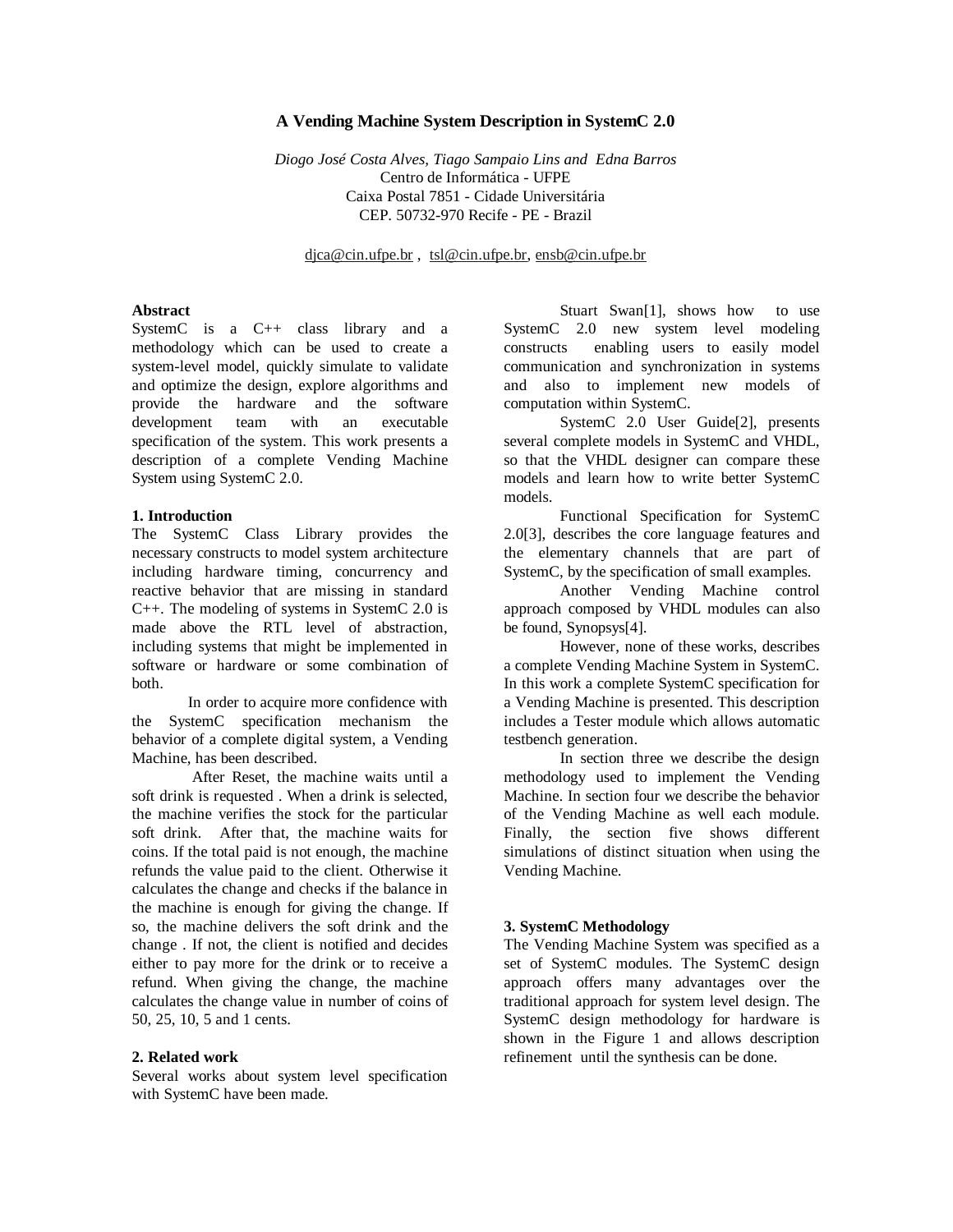# A Vending Machine System Description in SystemC 2.0

*Diogo José Costa Alves, Tiago Sampaio Lins and Edna Barros*
Centro de Informática - UFPE
Caixa Postal 7851 - Cidade Universitária
CEP. 50732-970 Recife - PE - Brazil

djca@cin.ufpe.br , tsl@cin.ufpe.br, ensb@cin.ufpe.br

**Abstract**

SystemC is a C++ class library and a methodology which can be used to create a system-level model, quickly simulate to validate and optimize the design, explore algorithms and provide the hardware and the software development team with an executable specification of the system. This work presents a description of a complete Vending Machine System using SystemC 2.0.

## 1. Introduction

The SystemC Class Library provides the necessary constructs to model system architecture including hardware timing, concurrency and reactive behavior that are missing in standard C++. The modeling of systems in SystemC 2.0 is made above the RTL level of abstraction, including systems that might be implemented in software or hardware or some combination of both.

In order to acquire more confidence with the SystemC specification mechanism the behavior of a complete digital system, a Vending Machine, has been described.

After Reset, the machine waits until a soft drink is requested . When a drink is selected, the machine verifies the stock for the particular soft drink. After that, the machine waits for coins. If the total paid is not enough, the machine refunds the value paid to the client. Otherwise it calculates the change and checks if the balance in the machine is enough for giving the change. If so, the machine delivers the soft drink and the change . If not, the client is notified and decides either to pay more for the drink or to receive a refund. When giving the change, the machine calculates the change value in number of coins of 50, 25, 10, 5 and 1 cents.

## 2. Related work

Several works about system level specification with SystemC have been made.

Stuart Swan[1], shows how to use SystemC 2.0 new system level modeling constructs enabling users to easily model communication and synchronization in systems and also to implement new models of computation within SystemC.

SystemC 2.0 User Guide[2], presents several complete models in SystemC and VHDL, so that the VHDL designer can compare these models and learn how to write better SystemC models.

Functional Specification for SystemC 2.0[3], describes the core language features and the elementary channels that are part of SystemC, by the specification of small examples.

Another Vending Machine control approach composed by VHDL modules can also be found, Synopsys[4].

However, none of these works, describes a complete Vending Machine System in SystemC. In this work a complete SystemC specification for a Vending Machine is presented. This description includes a Tester module which allows automatic testbench generation.

In section three we describe the design methodology used to implement the Vending Machine. In section four we describe the behavior of the Vending Machine as well each module. Finally, the section five shows different simulations of distinct situation when using the Vending Machine.

## 3. SystemC Methodology

The Vending Machine System was specified as a set of SystemC modules. The SystemC design approach offers many advantages over the traditional approach for system level design. The SystemC design methodology for hardware is shown in the Figure 1 and allows description refinement until the synthesis can be done.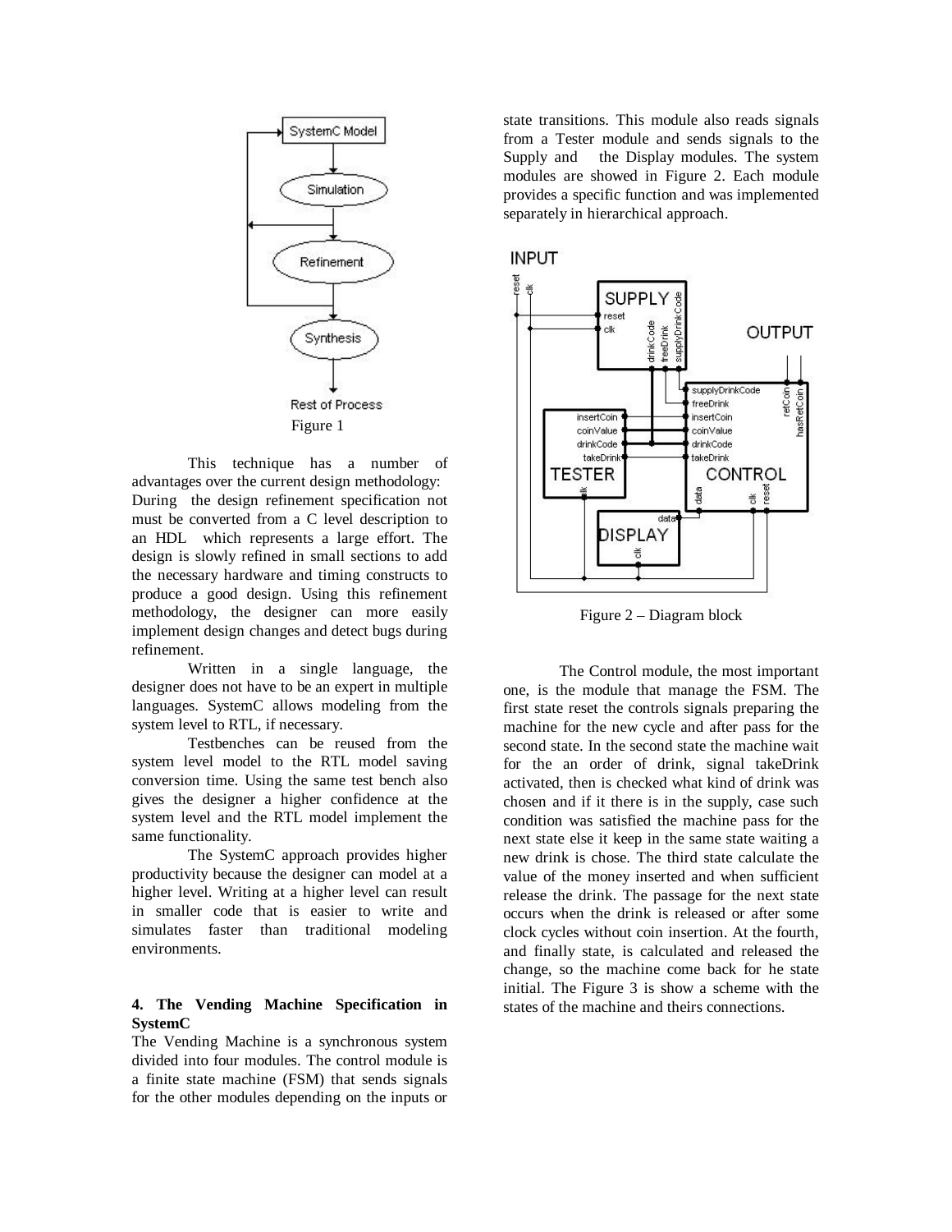Figure 1

This technique has a number of advantages over the current design methodology: During the design refinement specification not must be converted from a C level description to an HDL which represents a large effort. The design is slowly refined in small sections to add the necessary hardware and timing constructs to produce a good design. Using this refinement methodology, the designer can more easily implement design changes and detect bugs during refinement.

Written in a single language, the designer does not have to be an expert in multiple languages. SystemC allows modeling from the system level to RTL, if necessary.

Testbenches can be reused from the system level model to the RTL model saving conversion time. Using the same test bench also gives the designer a higher confidence at the system level and the RTL model implement the same functionality.

The SystemC approach provides higher productivity because the designer can model at a higher level. Writing at a higher level can result in smaller code that is easier to write and simulates faster than traditional modeling environments.

## 4. The Vending Machine Specification in SystemC

The Vending Machine is a synchronous system divided into four modules. The control module is a finite state machine (FSM) that sends signals for the other modules depending on the inputs or state transitions. This module also reads signals from a Tester module and sends signals to the Supply and the Display modules. The system modules are showed in Figure 2. Each module provides a specific function and was implemented separately in hierarchical approach.

Figure 2 – Diagram block

The Control module, the most important one, is the module that manage the FSM. The first state reset the controls signals preparing the machine for the new cycle and after pass for the second state. In the second state the machine wait for the an order of drink, signal takeDrink activated, then is checked what kind of drink was chosen and if it there is in the supply, case such condition was satisfied the machine pass for the next state else it keep in the same state waiting a new drink is chose. The third state calculate the value of the money inserted and when sufficient release the drink. The passage for the next state occurs when the drink is released or after some clock cycles without coin insertion. At the fourth, and finally state, is calculated and released the change, so the machine come back for he state initial. The Figure 3 is show a scheme with the states of the machine and theirs connections.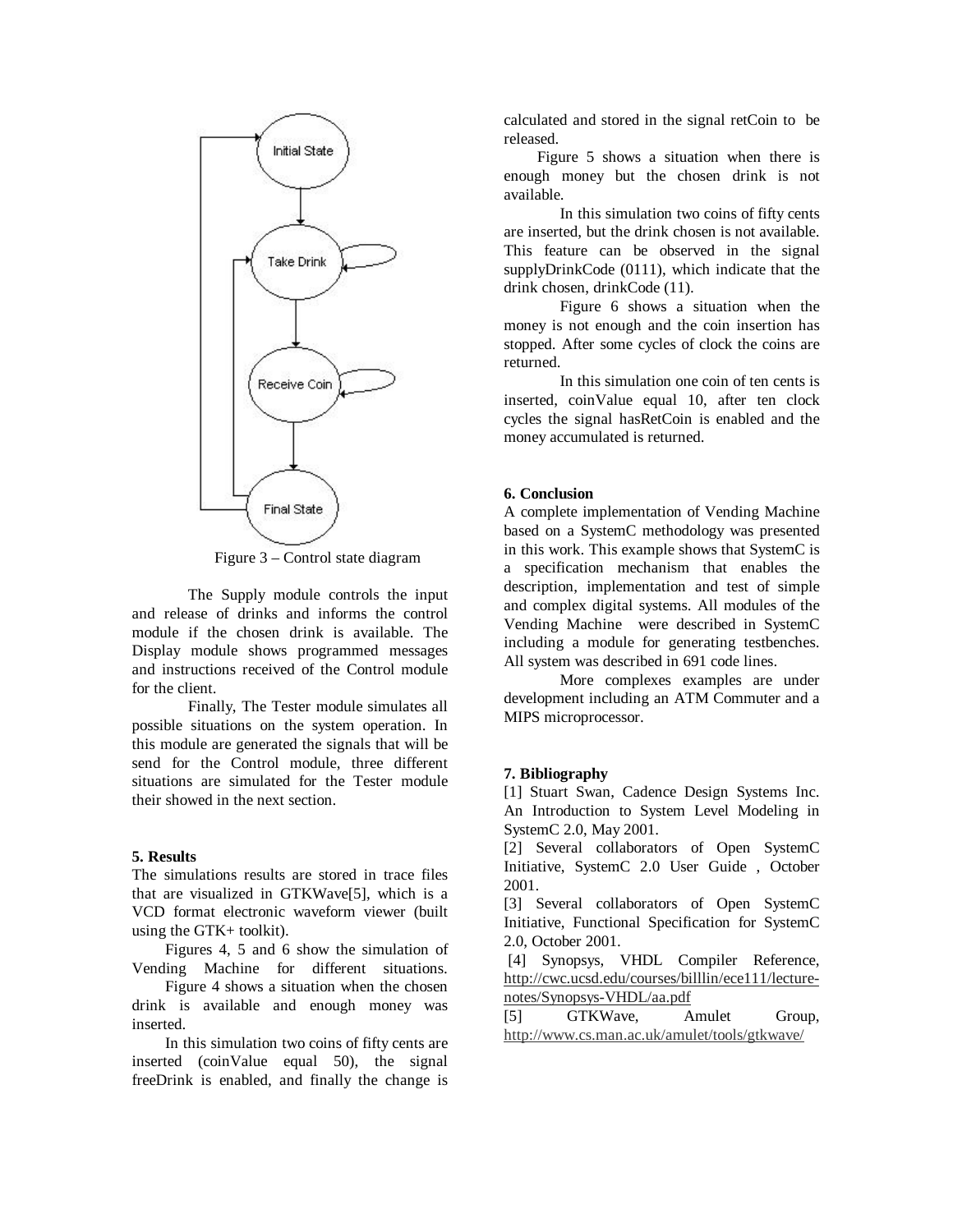Figure 3 – Control state diagram

The Supply module controls the input and release of drinks and informs the control module if the chosen drink is available. The Display module shows programmed messages and instructions received of the Control module for the client.

Finally, The Tester module simulates all possible situations on the system operation. In this module are generated the signals that will be send for the Control module, three different situations are simulated for the Tester module their showed in the next section.

**5. Results**

The simulations results are stored in trace files that are visualized in GTKWave[5], which is a VCD format electronic waveform viewer (built using the GTK+ toolkit).

Figures 4, 5 and 6 show the simulation of Vending Machine for different situations.

Figure 4 shows a situation when the chosen drink is available and enough money was inserted.

In this simulation two coins of fifty cents are inserted (coinValue equal 50), the signal freeDrink is enabled, and finally the change is calculated and stored in the signal retCoin to be released.

Figure 5 shows a situation when there is enough money but the chosen drink is not available.

In this simulation two coins of fifty cents are inserted, but the drink chosen is not available. This feature can be observed in the signal supplyDrinkCode (0111), which indicate that the drink chosen, drinkCode (11).

Figure 6 shows a situation when the money is not enough and the coin insertion has stopped. After some cycles of clock the coins are returned.

In this simulation one coin of ten cents is inserted, coinValue equal 10, after ten clock cycles the signal hasRetCoin is enabled and the money accumulated is returned.

**6. Conclusion**

A complete implementation of Vending Machine based on a SystemC methodology was presented in this work. This example shows that SystemC is a specification mechanism that enables the description, implementation and test of simple and complex digital systems. All modules of the Vending Machine were described in SystemC including a module for generating testbenches. All system was described in 691 code lines.

More complexes examples are under development including an ATM Commuter and a MIPS microprocessor.

**7. Bibliography**

[1] Stuart Swan, Cadence Design Systems Inc. An Introduction to System Level Modeling in SystemC 2.0, May 2001.

[2] Several collaborators of Open SystemC Initiative, SystemC 2.0 User Guide , October 2001.

[3] Several collaborators of Open SystemC Initiative, Functional Specification for SystemC 2.0, October 2001.

[4] Synopsys, VHDL Compiler Reference, http://cwc.ucsd.edu/courses/billlin/ece111/lecture-notes/Synopsys-VHDL/aa.pdf

[5] GTKWave, Amulet Group, http://www.cs.man.ac.uk/amulet/tools/gtkwave/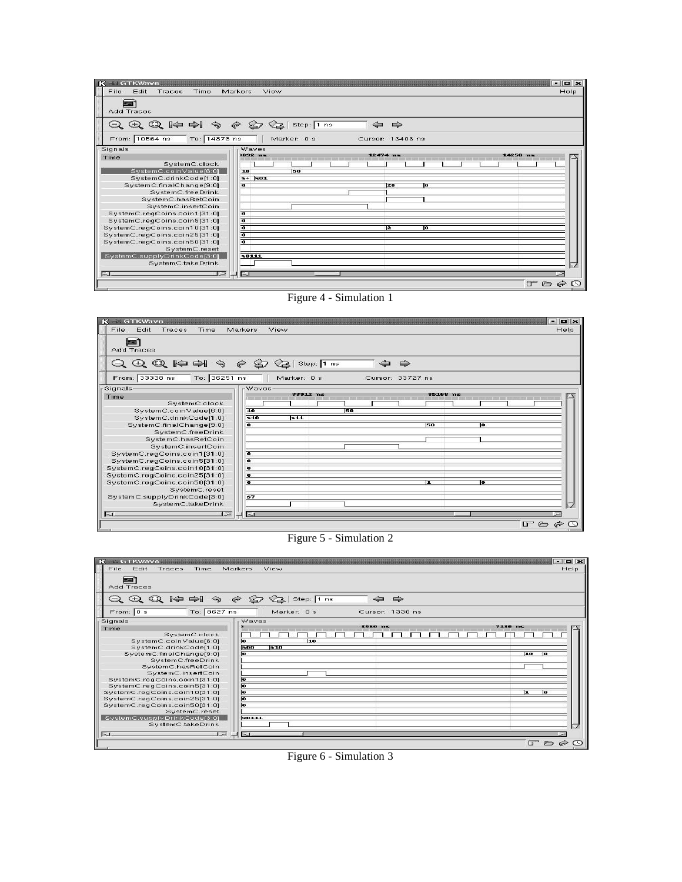Figure 4 - Simulation 1

Figure 5 - Simulation 2

Figure 6 - Simulation 3